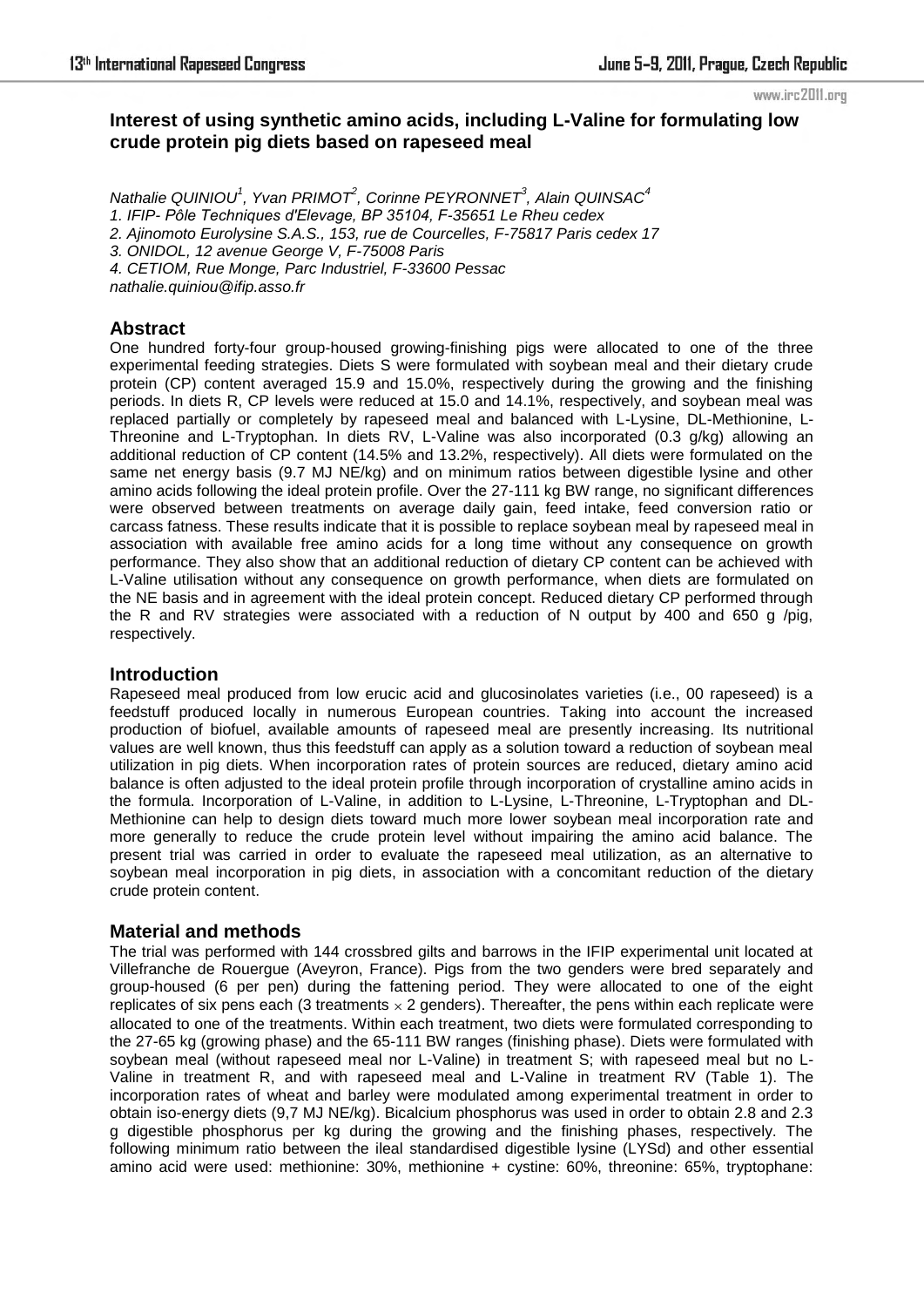## Interest of using synthetic amino acids, including L-Valine for formulating low crude protein pig diets based on rapeseed meal

*Nathalie QUINIOU[1], Yvan PRIMOT[2], Corinne PEYRONNET[3], Alain QUINSAC[4]*
*1. IFIP- Pôle Techniques d'Elevage, BP 35104, F-35651 Le Rheu cedex*
*2. Ajinomoto Eurolysine S.A.S., 153, rue de Courcelles, F-75817 Paris cedex 17*
*3. ONIDOL, 12 avenue George V, F-75008 Paris*
*4. CETIOM, Rue Monge, Parc Industriel, F-33600 Pessac*
*nathalie.quiniou@ifip.asso.fr*

### Abstract

One hundred forty-four group-housed growing-finishing pigs were allocated to one of the three experimental feeding strategies. Diets S were formulated with soybean meal and their dietary crude protein (CP) content averaged 15.9 and 15.0%, respectively during the growing and the finishing periods. In diets R, CP levels were reduced at 15.0 and 14.1%, respectively, and soybean meal was replaced partially or completely by rapeseed meal and balanced with L-Lysine, DL-Methionine, L-Threonine and L-Tryptophan. In diets RV, L-Valine was also incorporated (0.3 g/kg) allowing an additional reduction of CP content (14.5% and 13.2%, respectively). All diets were formulated on the same net energy basis (9.7 MJ NE/kg) and on minimum ratios between digestible lysine and other amino acids following the ideal protein profile. Over the 27-111 kg BW range, no significant differences were observed between treatments on average daily gain, feed intake, feed conversion ratio or carcass fatness. These results indicate that it is possible to replace soybean meal by rapeseed meal in association with available free amino acids for a long time without any consequence on growth performance. They also show that an additional reduction of dietary CP content can be achieved with L-Valine utilisation without any consequence on growth performance, when diets are formulated on the NE basis and in agreement with the ideal protein concept. Reduced dietary CP performed through the R and RV strategies were associated with a reduction of N output by 400 and 650 g /pig, respectively.

### Introduction

Rapeseed meal produced from low erucic acid and glucosinolates varieties (i.e., 00 rapeseed) is a feedstuff produced locally in numerous European countries. Taking into account the increased production of biofuel, available amounts of rapeseed meal are presently increasing. Its nutritional values are well known, thus this feedstuff can apply as a solution toward a reduction of soybean meal utilization in pig diets. When incorporation rates of protein sources are reduced, dietary amino acid balance is often adjusted to the ideal protein profile through incorporation of crystalline amino acids in the formula. Incorporation of L-Valine, in addition to L-Lysine, L-Threonine, L-Tryptophan and DL-Methionine can help to design diets toward much more lower soybean meal incorporation rate and more generally to reduce the crude protein level without impairing the amino acid balance. The present trial was carried in order to evaluate the rapeseed meal utilization, as an alternative to soybean meal incorporation in pig diets, in association with a concomitant reduction of the dietary crude protein content.

### Material and methods

The trial was performed with 144 crossbred gilts and barrows in the IFIP experimental unit located at Villefranche de Rouergue (Aveyron, France). Pigs from the two genders were bred separately and group-housed (6 per pen) during the fattening period. They were allocated to one of the eight replicates of six pens each (3 treatments $\times$ 2 genders). Thereafter, the pens within each replicate were allocated to one of the treatments. Within each treatment, two diets were formulated corresponding to the 27-65 kg (growing phase) and the 65-111 BW ranges (finishing phase). Diets were formulated with soybean meal (without rapeseed meal nor L-Valine) in treatment S; with rapeseed meal but no L-Valine in treatment R, and with rapeseed meal and L-Valine in treatment RV (Table 1). The incorporation rates of wheat and barley were modulated among experimental treatment in order to obtain iso-energy diets (9,7 MJ NE/kg). Bicalcium phosphorus was used in order to obtain 2.8 and 2.3 g digestible phosphorus per kg during the growing and the finishing phases, respectively. The following minimum ratio between the ileal standardised digestible lysine (LYSd) and other essential amino acid were used: methionine: 30%, methionine + cystine: 60%, threonine: 65%, tryptophane: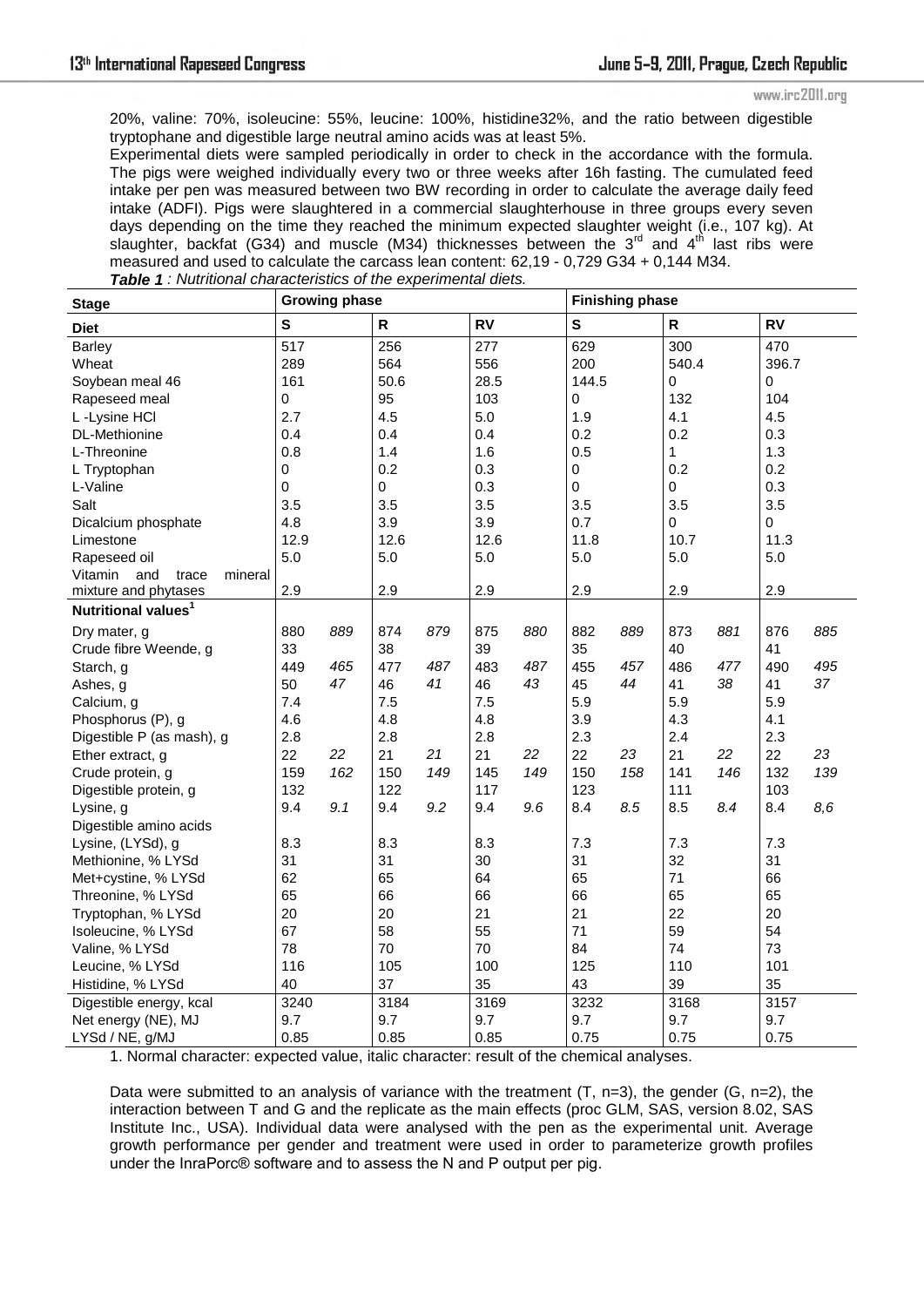20%, valine: 70%, isoleucine: 55%, leucine: 100%, histidine32%, and the ratio between digestible tryptophane and digestible large neutral amino acids was at least 5%.

Experimental diets were sampled periodically in order to check in the accordance with the formula. The pigs were weighed individually every two or three weeks after 16h fasting. The cumulated feed intake per pen was measured between two BW recording in order to calculate the average daily feed intake (ADFI). Pigs were slaughtered in a commercial slaughterhouse in three groups every seven days depending on the time they reached the minimum expected slaughter weight (i.e., 107 kg). At slaughter, backfat (G34) and muscle (M34) thicknesses between the 3[rd] and 4[th] last ribs were measured and used to calculate the carcass lean content: 62,19 - 0,729 G34 + 0,144 M34.

***Table 1** : Nutritional characteristics of the experimental diets.*

| **Stage** | **Growing phase** | | | | | | **Finishing phase** | | | | | |
|---|---|---|---|---|---|---|---|---|---|---|---|---|
| **Diet** | **S** | | **R** | | **RV** | | **S** | | **R** | | **RV** | |
| Barley | 517 | | 256 | | 277 | | 629 | | 300 | | 470 | |
| Wheat | 289 | | 564 | | 556 | | 200 | | 540.4 | | 396.7 | |
| Soybean meal 46 | 161 | | 50.6 | | 28.5 | | 144.5 | | 0 | | 0 | |
| Rapeseed meal | 0 | | 95 | | 103 | | 0 | | 132 | | 104 | |
| L -Lysine HCl | 2.7 | | 4.5 | | 5.0 | | 1.9 | | 4.1 | | 4.5 | |
| DL-Methionine | 0.4 | | 0.4 | | 0.4 | | 0.2 | | 0.2 | | 0.3 | |
| L-Threonine | 0.8 | | 1.4 | | 1.6 | | 0.5 | | 1 | | 1.3 | |
| L Tryptophan | 0 | | 0.2 | | 0.3 | | 0 | | 0.2 | | 0.2 | |
| L-Valine | 0 | | 0 | | 0.3 | | 0 | | 0 | | 0.3 | |
| Salt | 3.5 | | 3.5 | | 3.5 | | 3.5 | | 3.5 | | 3.5 | |
| Dicalcium phosphate | 4.8 | | 3.9 | | 3.9 | | 0.7 | | 0 | | 0 | |
| Limestone | 12.9 | | 12.6 | | 12.6 | | 11.8 | | 10.7 | | 11.3 | |
| Rapeseed oil | 5.0 | | 5.0 | | 5.0 | | 5.0 | | 5.0 | | 5.0 | |
| Vitamin and trace mineral mixture and phytases | 2.9 | | 2.9 | | 2.9 | | 2.9 | | 2.9 | | 2.9 | |
| **Nutritional values[1]** | | | | | | | | | | | | |
| Dry mater, g | 880 | *889* | 874 | *879* | 875 | *880* | 882 | *889* | 873 | *881* | 876 | *885* |
| Crude fibre Weende, g | 33 | | 38 | | 39 | | 35 | | 40 | | 41 | |
| Starch, g | 449 | *465* | 477 | *487* | 483 | *487* | 455 | *457* | 486 | *477* | 490 | *495* |
| Ashes, g | 50 | *47* | 46 | *41* | 46 | *43* | 45 | *44* | 41 | *38* | 41 | *37* |
| Calcium, g | 7.4 | | 7.5 | | 7.5 | | 5.9 | | 5.9 | | 5.9 | |
| Phosphorus (P), g | 4.6 | | 4.8 | | 4.8 | | 3.9 | | 4.3 | | 4.1 | |
| Digestible P (as mash), g | 2.8 | | 2.8 | | 2.8 | | 2.3 | | 2.4 | | 2.3 | |
| Ether extract, g | 22 | *22* | 21 | *21* | 21 | *22* | 22 | *23* | 21 | *22* | 22 | *23* |
| Crude protein, g | 159 | *162* | 150 | *149* | 145 | *149* | 150 | *158* | 141 | *146* | 132 | *139* |
| Digestible protein, g | 132 | | 122 | | 117 | | 123 | | 111 | | 103 | |
| Lysine, g | 9.4 | *9.1* | 9.4 | *9.2* | 9.4 | *9.6* | 8.4 | *8.5* | 8.5 | *8.4* | 8.4 | *8,6* |
| Digestible amino acids | | | | | | | | | | | | |
| Lysine, (LYSd), g | 8.3 | | 8.3 | | 8.3 | | 7.3 | | 7.3 | | 7.3 | |
| Methionine, % LYSd | 31 | | 31 | | 30 | | 31 | | 32 | | 31 | |
| Met+cystine, % LYSd | 62 | | 65 | | 64 | | 65 | | 71 | | 66 | |
| Threonine, % LYSd | 65 | | 66 | | 66 | | 66 | | 65 | | 65 | |
| Tryptophan, % LYSd | 20 | | 20 | | 21 | | 21 | | 22 | | 20 | |
| Isoleucine, % LYSd | 67 | | 58 | | 55 | | 71 | | 59 | | 54 | |
| Valine, % LYSd | 78 | | 70 | | 70 | | 84 | | 74 | | 73 | |
| Leucine, % LYSd | 116 | | 105 | | 100 | | 125 | | 110 | | 101 | |
| Histidine, % LYSd | 40 | | 37 | | 35 | | 43 | | 39 | | 35 | |
| Digestible energy, kcal | 3240 | | 3184 | | 3169 | | 3232 | | 3168 | | 3157 | |
| Net energy (NE), MJ | 9.7 | | 9.7 | | 9.7 | | 9.7 | | 9.7 | | 9.7 | |
| LYSd / NE, g/MJ | 0.85 | | 0.85 | | 0.85 | | 0.75 | | 0.75 | | 0.75 | |

1. Normal character: expected value, italic character: result of the chemical analyses.

Data were submitted to an analysis of variance with the treatment (T, n=3), the gender (G, n=2), the interaction between T and G and the replicate as the main effects (proc GLM, SAS, version 8.02, SAS Institute Inc., USA). Individual data were analysed with the pen as the experimental unit. Average growth performance per gender and treatment were used in order to parameterize growth profiles under the InraPorc® software and to assess the N and P output per pig.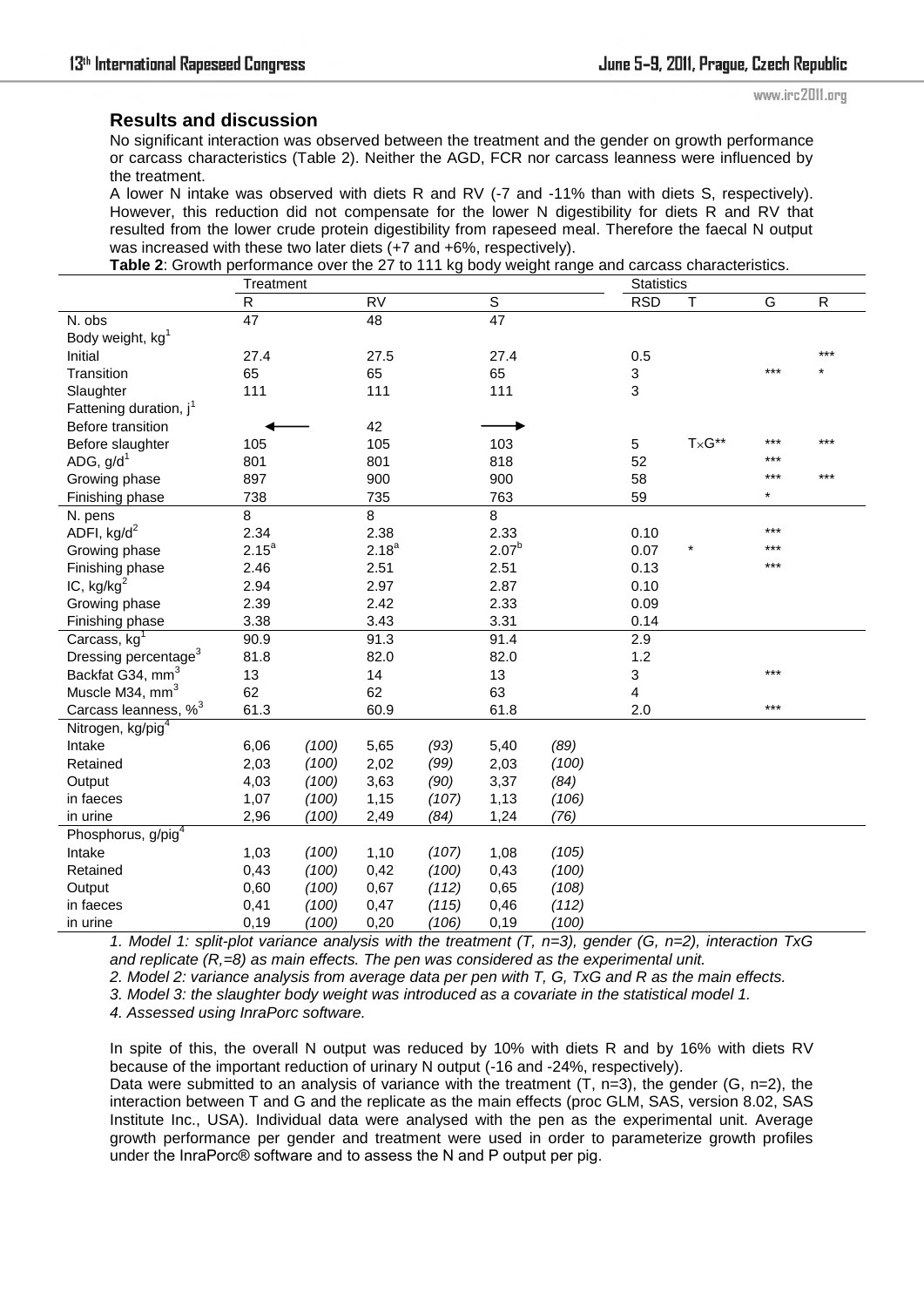## Results and discussion

No significant interaction was observed between the treatment and the gender on growth performance or carcass characteristics (Table 2). Neither the AGD, FCR nor carcass leanness were influenced by the treatment.

A lower N intake was observed with diets R and RV (-7 and -11% than with diets S, respectively). However, this reduction did not compensate for the lower N digestibility for diets R and RV that resulted from the lower crude protein digestibility from rapeseed meal. Therefore the faecal N output was increased with these two later diets (+7 and +6%, respectively).

**Table 2**: Growth performance over the 27 to 111 kg body weight range and carcass characteristics.

| | Treatment | | | | | | Statistics | | | |
|---|---|---|---|---|---|---|---|---|---|---|
| | R | | RV | | S | | RSD | T | G | R |
| N. obs | 47 | | 48 | | 47 | | | | | |
| Body weight, kg[1] | | | | | | | | | | |
| Initial | 27.4 | | 27.5 | | 27.4 | | 0.5 | | | *** |
| Transition | 65 | | 65 | | 65 | | 3 | | *** | * |
| Slaughter | 111 | | 111 | | 111 | | 3 | | | |
| Fattening duration, j[1] | | | | | | | | | | |
| Before transition | ←—— | | 42 | | ——→ | | | | | |
| Before slaughter | 105 | | 105 | | 103 | | 5 | T×G** | *** | *** |
| ADG, g/d[1] | 801 | | 801 | | 818 | | 52 | | *** | |
| Growing phase | 897 | | 900 | | 900 | | 58 | | *** | *** |
| Finishing phase | 738 | | 735 | | 763 | | 59 | | * | |
| N. pens | 8 | | 8 | | 8 | | | | | |
| ADFI, kg/d[2] | 2.34 | | 2.38 | | 2.33 | | 0.10 | | *** | |
| Growing phase | 2.15[a] | | 2.18[a] | | 2.07[b] | | 0.07 | * | *** | |
| Finishing phase | 2.46 | | 2.51 | | 2.51 | | 0.13 | | *** | |
| IC, kg/kg[2] | 2.94 | | 2.97 | | 2.87 | | 0.10 | | | |
| Growing phase | 2.39 | | 2.42 | | 2.33 | | 0.09 | | | |
| Finishing phase | 3.38 | | 3.43 | | 3.31 | | 0.14 | | | |
| Carcass, kg[1] | 90.9 | | 91.3 | | 91.4 | | 2.9 | | | |
| Dressing percentage[3] | 81.8 | | 82.0 | | 82.0 | | 1.2 | | | |
| Backfat G34, mm[3] | 13 | | 14 | | 13 | | 3 | | *** | |
| Muscle M34, mm[3] | 62 | | 62 | | 63 | | 4 | | | |
| Carcass leanness, %[3] | 61.3 | | 60.9 | | 61.8 | | 2.0 | | *** | |
| Nitrogen, kg/pig[4] | | | | | | | | | | |
| Intake | 6,06 | *(100)* | 5,65 | *(93)* | 5,40 | *(89)* | | | | |
| Retained | 2,03 | *(100)* | 2,02 | *(99)* | 2,03 | *(100)* | | | | |
| Output | 4,03 | *(100)* | 3,63 | *(90)* | 3,37 | *(84)* | | | | |
| in faeces | 1,07 | *(100)* | 1,15 | *(107)* | 1,13 | *(106)* | | | | |
| in urine | 2,96 | *(100)* | 2,49 | *(84)* | 1,24 | *(76)* | | | | |
| Phosphorus, g/pig[4] | | | | | | | | | | |
| Intake | 1,03 | *(100)* | 1,10 | *(107)* | 1,08 | *(105)* | | | | |
| Retained | 0,43 | *(100)* | 0,42 | *(100)* | 0,43 | *(100)* | | | | |
| Output | 0,60 | *(100)* | 0,67 | *(112)* | 0,65 | *(108)* | | | | |
| in faeces | 0,41 | *(100)* | 0,47 | *(115)* | 0,46 | *(112)* | | | | |
| in urine | 0,19 | *(100)* | 0,20 | *(106)* | 0,19 | *(100)* | | | | |

*1. Model 1: split-plot variance analysis with the treatment (T, n=3), gender (G, n=2), interaction TxG and replicate (R,=8) as main effects. The pen was considered as the experimental unit.*

*2. Model 2: variance analysis from average data per pen with T, G, TxG and R as the main effects.*

*3. Model 3: the slaughter body weight was introduced as a covariate in the statistical model 1.*

*4. Assessed using InraPorc software.*

In spite of this, the overall N output was reduced by 10% with diets R and by 16% with diets RV because of the important reduction of urinary N output (-16 and -24%, respectively).

Data were submitted to an analysis of variance with the treatment (T, n=3), the gender (G, n=2), the interaction between T and G and the replicate as the main effects (proc GLM, SAS, version 8.02, SAS Institute Inc., USA). Individual data were analysed with the pen as the experimental unit. Average growth performance per gender and treatment were used in order to parameterize growth profiles under the InraPorc® software and to assess the N and P output per pig.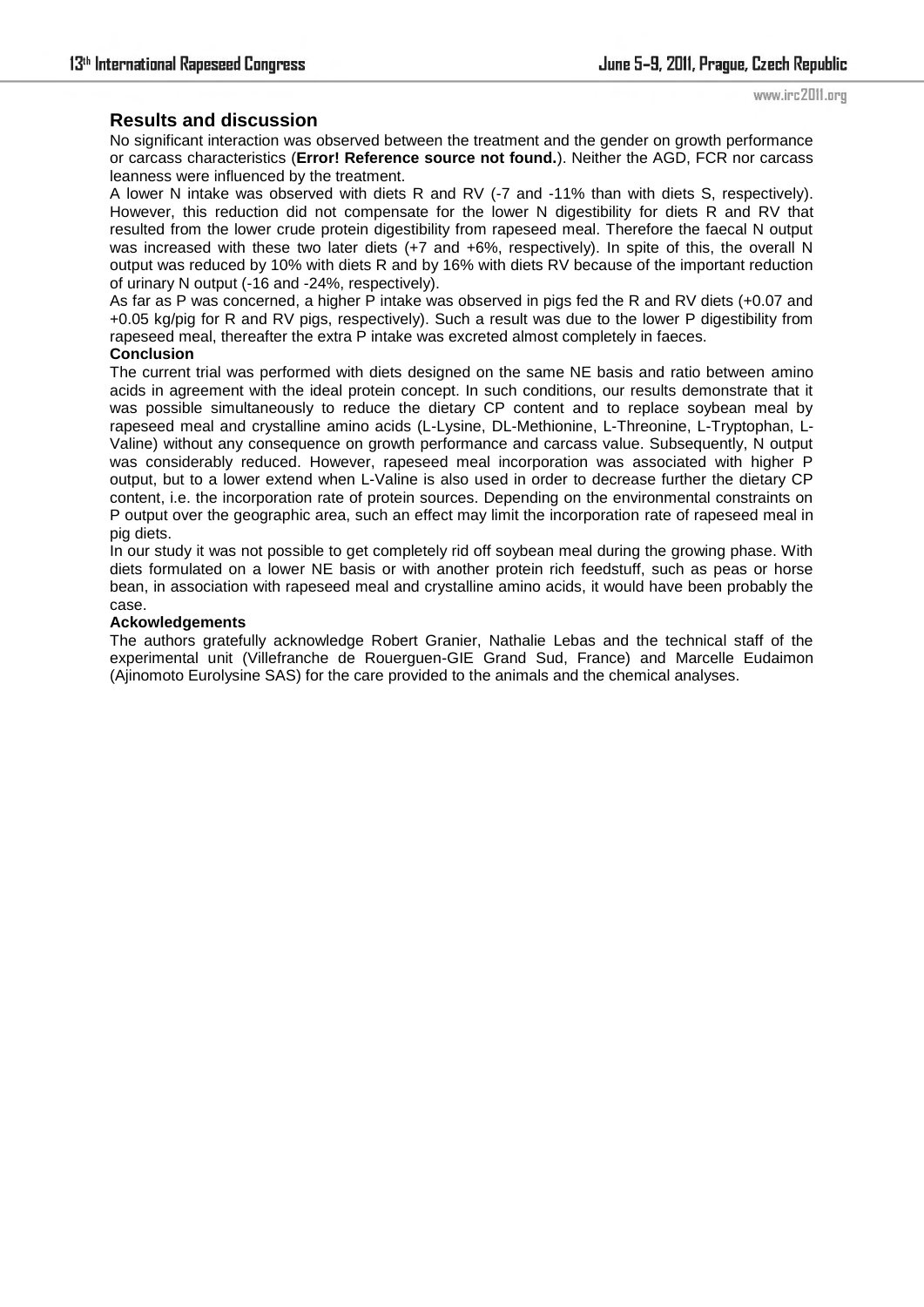## Results and discussion

No significant interaction was observed between the treatment and the gender on growth performance or carcass characteristics (**Error! Reference source not found.**). Neither the AGD, FCR nor carcass leanness were influenced by the treatment.

A lower N intake was observed with diets R and RV (-7 and -11% than with diets S, respectively). However, this reduction did not compensate for the lower N digestibility for diets R and RV that resulted from the lower crude protein digestibility from rapeseed meal. Therefore the faecal N output was increased with these two later diets (+7 and +6%, respectively). In spite of this, the overall N output was reduced by 10% with diets R and by 16% with diets RV because of the important reduction of urinary N output (-16 and -24%, respectively).

As far as P was concerned, a higher P intake was observed in pigs fed the R and RV diets (+0.07 and +0.05 kg/pig for R and RV pigs, respectively). Such a result was due to the lower P digestibility from rapeseed meal, thereafter the extra P intake was excreted almost completely in faeces.

**Conclusion**

The current trial was performed with diets designed on the same NE basis and ratio between amino acids in agreement with the ideal protein concept. In such conditions, our results demonstrate that it was possible simultaneously to reduce the dietary CP content and to replace soybean meal by rapeseed meal and crystalline amino acids (L-Lysine, DL-Methionine, L-Threonine, L-Tryptophan, L-Valine) without any consequence on growth performance and carcass value. Subsequently, N output was considerably reduced. However, rapeseed meal incorporation was associated with higher P output, but to a lower extend when L-Valine is also used in order to decrease further the dietary CP content, i.e. the incorporation rate of protein sources. Depending on the environmental constraints on P output over the geographic area, such an effect may limit the incorporation rate of rapeseed meal in pig diets.

In our study it was not possible to get completely rid off soybean meal during the growing phase. With diets formulated on a lower NE basis or with another protein rich feedstuff, such as peas or horse bean, in association with rapeseed meal and crystalline amino acids, it would have been probably the case.

**Ackowledgements**

The authors gratefully acknowledge Robert Granier, Nathalie Lebas and the technical staff of the experimental unit (Villefranche de Rouerguen-GIE Grand Sud, France) and Marcelle Eudaimon (Ajinomoto Eurolysine SAS) for the care provided to the animals and the chemical analyses.